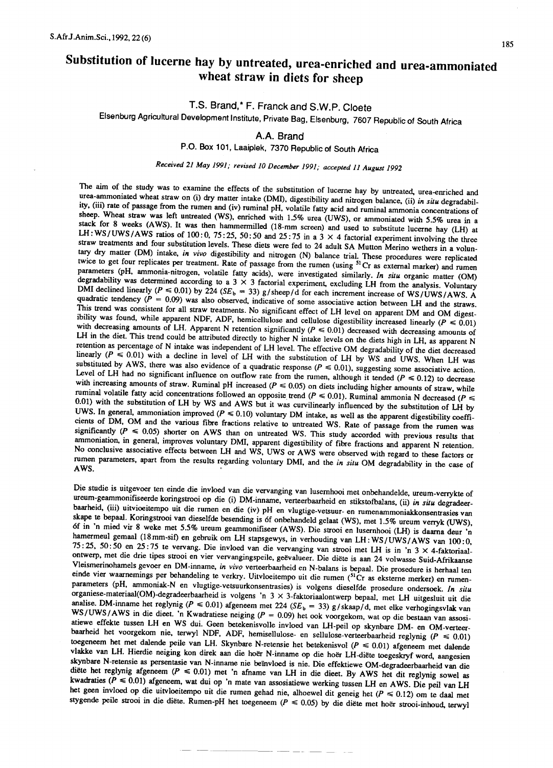# Substitution of lucerne hay by untreated, urea-enriched and urea-ammoniated wheat straw in diets for sheep

**T.S. Brand,\* F. Franck and S.W.P. Cloete**

Elsenburg Agricultural Development Institute, Private Bag, Elsenburg, 7607 Republic of South Africa

**A.A. Brand**

P.O. Box 101, Laaiplek, 7370 Republic of South Africa

*Received 21 May 1991; revised 10 December 1991; accepted 11 August 1992*

The aim of the study was to examine the effects of the substitution of lucerne hay by untreated, urea-enriched and urea-ammoniated wheat straw on (i) dry matter intake (DMI), digestibility and nitrogen balance, (ii) *in situ* degradability, (iii) rate of passage from the rumen and (iv) ruminal pH, volatile fatty acid and ruminal ammonia concentrations of sheep. Wheat straw was left untreated (WS), enriched with 1.5% urea (UWS), or ammoniated with 5.5% urea in a stack for 8 weeks (AWS). It was then hammermilled (18-mm screen) and used to substitute lucerne hay (LH) at LH : WS/UWS/AWS ratios of 100 : 0, 75 : 25, 50 : 50 and 25 : 75 in a 3 × 4 factorial experiment involving the three straw treatments and four substitution levels. These diets were fed to 24 adult SA Mutton Merino wethers in a voluntary dry matter (DM) intake, *in vivo* digestibility and nitrogen (N) balance trial. These procedures were replicated twice to get four replicates per treatment. Rate of passage from the rumen (using $^{51}Cr$ as external marker) and rumen parameters (pH, ammonia-nitrogen, volatile fatty acids), were investigated similarly. *In situ* organic matter (OM) degradability was determined according to a 3 × 3 factorial experiment, excluding LH from the analysis. Voluntary DMI declined linearly ($P \leqslant 0.01$) by 224 ($SE_b$ = 33) g/sheep/d for each increment increase of WS/UWS/AWS. A quadratic tendency ($P$ = 0.09) was also observed, indicative of some associative action between LH and the straws. This trend was consistent for all straw treatments. No significant effect of LH level on apparent DM and OM digestibility was found, while apparent NDF, ADF, hemicellulose and cellulose digestibility increased linearly ($P \leqslant 0.01$) with decreasing amounts of LH. Apparent N retention significantly ($P \leqslant 0.01$) decreased with decreasing amounts of LH in the diet. This trend could be attributed directly to higher N intake levels on the diets high in LH, as apparent N retention as percentage of N intake was independent of LH level. The effective OM degradability of the diet decreased linearly ($P \leqslant 0.01$) with a decline in level of LH with the substitution of LH by WS and UWS. When LH was substituted by AWS, there was also evidence of a quadratic response ($P \leqslant 0.01$), suggesting some associative action. Level of LH had no significant influence on outflow rate from the rumen, although it tended ($P \leqslant 0.12$) to decrease with increasing amounts of straw. Ruminal pH increased ($P \leqslant 0.05$) on diets including higher amounts of straw, while ruminal volatile fatty acid concentrations followed an opposite trend ($P \leqslant 0.01$). Ruminal ammonia N decreased ($P \leqslant 0.01$) with the substitution of LH by WS and AWS but it was curvilinearly influenced by the substitution of LH by UWS. In general, ammoniation improved ($P \leqslant 0.10$) voluntary DM intake, as well as the apparent digestibility coefficients of DM, OM and the various fibre fractions relative to untreated WS. Rate of passage from the rumen was significantly ($P \leqslant 0.05$) shorter on AWS than on untreated WS. This study accorded with previous results that ammoniation, in general, improves voluntary DMI, apparent digestibility of fibre fractions and apparent N retention. No conclusive associative effects between LH and WS, UWS or AWS were observed with regard to these factors or rumen parameters, apart from the results regarding voluntary DMI, and the *in situ* OM degradability in the case of AWS.

Die studie is uitgevoer ten einde die invloed van die vervanging van lusernhooi met onbehandelde, ureum-verrykte of ureum-geammonifiseerde koringstrooi op die (i) DM-inname, verteerbaarheid en stikstofbalans, (ii) *in situ* degradeerbaarheid, (iii) uitvloeitempo uit die rumen en die (iv) pH en vlugtige-vetsuur- en rumenammoniakkonsentrasies van skape te bepaal. Koringstrooi van dieselfde besending is óf onbehandeld gelaat (WS), met 1.5% ureum verryk (UWS), óf in 'n mied vir 8 weke met 5.5% ureum geammonifiseer (AWS). Die strooi en lusernhooi (LH) is daarna deur 'n hamermeul gemaal (18 mm-sif) en gebruik om LH stapsgewys, in verhouding van LH : WS/UWS/AWS van 100 : 0, 75 : 25, 50 : 50 en 25 : 75 te vervang. Die invloed van die vervanging van strooi met LH is in 'n 3 × 4-faktoriaal-ontwerp, met die drie tipes strooi en vier vervangingspeile, geëvalueer. Die diëte is aan 24 volwasse Suid-Afrikaanse Vleismerinohamels gevoer en DM-inname, *in vivo* verteerbaarheid en N-balans is bepaal. Die prosedure is herhaal ten einde vier waarnemings per behandeling te verkry. Uitvloeitempo uit die rumen ($^{51}Cr$ as eksterne merker) en rumen-parameters (pH, ammoniak-N en vlugtige-vetsuurkonsentrasies) is volgens dieselfde prosedure ondersoek. *In situ* organiese-materiaal(OM)-degradeerbaarheid is volgens 'n 3 × 3-faktoriaalontwerp bepaal, met LH uitgesluit uit die analise. DM-inname het reglynig ($P \leqslant 0.01$) afgeneem met 224 ($SE_b$ = 33) g/skaap/d, met elke verhogingsvlak van WS/UWS/AWS in die dieet. 'n Kwadratiese neiging ($P$ = 0.09) het ook voorgekom, wat op die bestaan van assosiatiewe effekte tussen LH en WS dui. Geen betekenisvolle invloed van LH-peil op skynbare DM- en OM-verteerbaarheid het voorgekom nie, terwyl NDF, ADF, hemisellulose- en sellulose-verteerbaarheid reglynig ($P \leqslant 0.01$) toegeneem het met dalende peile van LH. Skynbare N-retensie het betekenisvol ($P \leqslant 0.01$) afgeneem met dalende vlakke van LH. Hierdie neiging kon direk aan die hoër N-inname op die hoër LH-diëte toegeskryf word, aangesien skynbare N-retensie as persentasie van N-inname nie beïnvloed is nie. Die effektiewe OM-degradeerbaarheid van die diëte het reglynig afgeneem ($P \leqslant 0.01$) met 'n afname van LH in die dieet. By AWS het dit reglynig sowel as kwadraties ($P \leqslant 0.01$) afgeneem, wat dui op 'n mate van assosiatiewe werking tussen LH en AWS. Die peil van LH het geen invloed op die uitvloeitempo uit die rumen gehad nie, alhoewel dit geneig het ($P \leqslant 0.12$) om te daal met stygende peile strooi in die diëte. Rumen-pH het toegeneem ($P \leqslant 0.05$) by die diëte met hoër strooi-inhoud, terwyl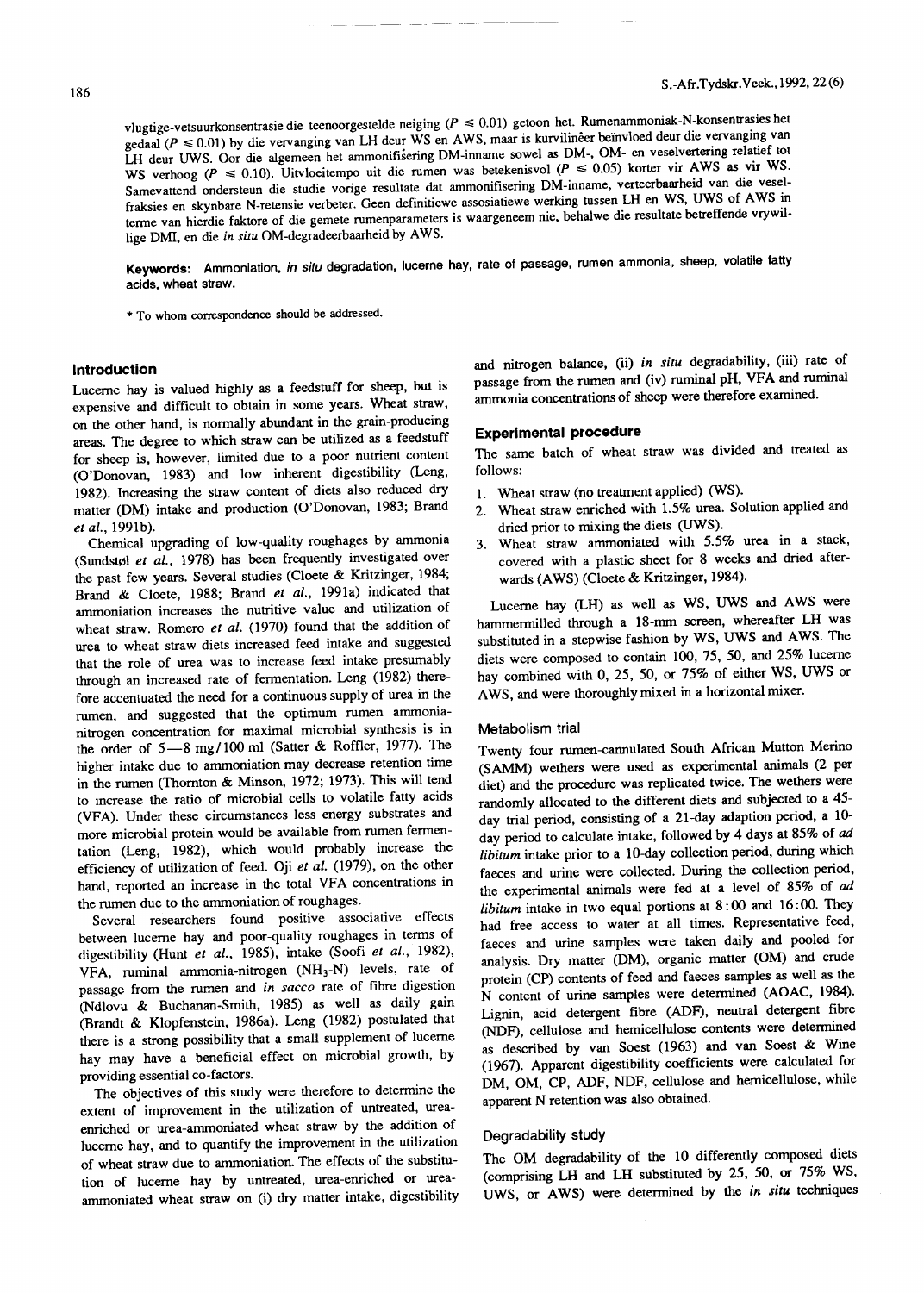vlugtige-vetsuurkonsentrasie die teenoorgestelde neiging ($P \leq 0.01$) getoon het. Rumenammoniak-N-konsentrasies het gedaal ($P \leq 0.01$) by die vervanging van LH deur WS en AWS, maar is kurvilineêr beïnvloed deur die vervanging van LH deur UWS. Oor die algemeen het ammonifisering DM-inname sowel as DM-, OM- en veselvertering relatief tot WS verhoog ($P \leq 0.10$). Uitvloeitempo uit die rumen was betekenisvol ($P \leq 0.05$) korter vir AWS as vir WS. Samevattend ondersteun die studie vorige resultate dat ammonifisering DM-inname, verteerbaarheid van die veselfraksies en skynbare N-retensie verbeter. Geen definitiewe assosiatiewe werking tussen LH en WS, UWS of AWS in terme van hierdie faktore of die gemete rumenparameters is waargeneem nie, behalwe die resultate betreffende vrywillige DMI, en die *in situ* OM-degradeerbaarheid by AWS.

**Keywords:** Ammoniation, *in situ* degradation, lucerne hay, rate of passage, rumen ammonia, sheep, volatile fatty acids, wheat straw.

\* To whom correspondence should be addressed.

## Introduction

Lucerne hay is valued highly as a feedstuff for sheep, but is expensive and difficult to obtain in some years. Wheat straw, on the other hand, is normally abundant in the grain-producing areas. The degree to which straw can be utilized as a feedstuff for sheep is, however, limited due to a poor nutrient content (O'Donovan, 1983) and low inherent digestibility (Leng, 1982). Increasing the straw content of diets also reduced dry matter (DM) intake and production (O'Donovan, 1983; Brand *et al.*, 1991b).

Chemical upgrading of low-quality roughages by ammonia (Sundstøl *et al.*, 1978) has been frequently investigated over the past few years. Several studies (Cloete & Kritzinger, 1984; Brand & Cloete, 1988; Brand *et al.*, 1991a) indicated that ammoniation increases the nutritive value and utilization of wheat straw. Romero *et al.* (1970) found that the addition of urea to wheat straw diets increased feed intake and suggested that the role of urea was to increase feed intake presumably through an increased rate of fermentation. Leng (1982) therefore accentuated the need for a continuous supply of urea in the rumen, and suggested that the optimum rumen ammonia-nitrogen concentration for maximal microbial synthesis is in the order of 5—8 mg/100 ml (Satter & Roffler, 1977). The higher intake due to ammoniation may decrease retention time in the rumen (Thornton & Minson, 1972; 1973). This will tend to increase the ratio of microbial cells to volatile fatty acids (VFA). Under these circumstances less energy substrates and more microbial protein would be available from rumen fermentation (Leng, 1982), which would probably increase the efficiency of utilization of feed. Oji *et al.* (1979), on the other hand, reported an increase in the total VFA concentrations in the rumen due to the ammoniation of roughages.

Several researchers found positive associative effects between lucerne hay and poor-quality roughages in terms of digestibility (Hunt *et al.*, 1985), intake (Soofi *et al.*, 1982), VFA, ruminal ammonia-nitrogen ($NH_3$-N) levels, rate of passage from the rumen and *in sacco* rate of fibre digestion (Ndlovu & Buchanan-Smith, 1985) as well as daily gain (Brandt & Klopfenstein, 1986a). Leng (1982) postulated that there is a strong possibility that a small supplement of lucerne hay may have a beneficial effect on microbial growth, by providing essential co-factors.

The objectives of this study were therefore to determine the extent of improvement in the utilization of untreated, urea-enriched or urea-ammoniated wheat straw by the addition of lucerne hay, and to quantify the improvement in the utilization of wheat straw due to ammoniation. The effects of the substitution of lucerne hay by untreated, urea-enriched or urea-ammoniated wheat straw on (i) dry matter intake, digestibility and nitrogen balance, (ii) *in situ* degradability, (iii) rate of passage from the rumen and (iv) ruminal pH, VFA and ruminal ammonia concentrations of sheep were therefore examined.

## Experimental procedure

The same batch of wheat straw was divided and treated as follows:

1. Wheat straw (no treatment applied) (WS).
2. Wheat straw enriched with 1.5% urea. Solution applied and dried prior to mixing the diets (UWS).
3. Wheat straw ammoniated with 5.5% urea in a stack, covered with a plastic sheet for 8 weeks and dried afterwards (AWS) (Cloete & Kritzinger, 1984).

Lucerne hay (LH) as well as WS, UWS and AWS were hammermilled through a 18-mm screen, whereafter LH was substituted in a stepwise fashion by WS, UWS and AWS. The diets were composed to contain 100, 75, 50, and 25% lucerne hay combined with 0, 25, 50, or 75% of either WS, UWS or AWS, and were thoroughly mixed in a horizontal mixer.

### Metabolism trial

Twenty four rumen-cannulated South African Mutton Merino (SAMM) wethers were used as experimental animals (2 per diet) and the procedure was replicated twice. The wethers were randomly allocated to the different diets and subjected to a 45-day trial period, consisting of a 21-day adaption period, a 10-day period to calculate intake, followed by 4 days at 85% of *ad libitum* intake prior to a 10-day collection period, during which faeces and urine were collected. During the collection period, the experimental animals were fed at a level of 85% of *ad libitum* intake in two equal portions at 8:00 and 16:00. They had free access to water at all times. Representative feed, faeces and urine samples were taken daily and pooled for analysis. Dry matter (DM), organic matter (OM) and crude protein (CP) contents of feed and faeces samples as well as the N content of urine samples were determined (AOAC, 1984). Lignin, acid detergent fibre (ADF), neutral detergent fibre (NDF), cellulose and hemicellulose contents were determined as described by van Soest (1963) and van Soest & Wine (1967). Apparent digestibility coefficients were calculated for DM, OM, CP, ADF, NDF, cellulose and hemicellulose, while apparent N retention was also obtained.

### Degradability study

The OM degradability of the 10 differently composed diets (comprising LH and LH substituted by 25, 50, or 75% WS, UWS, or AWS) were determined by the *in situ* techniques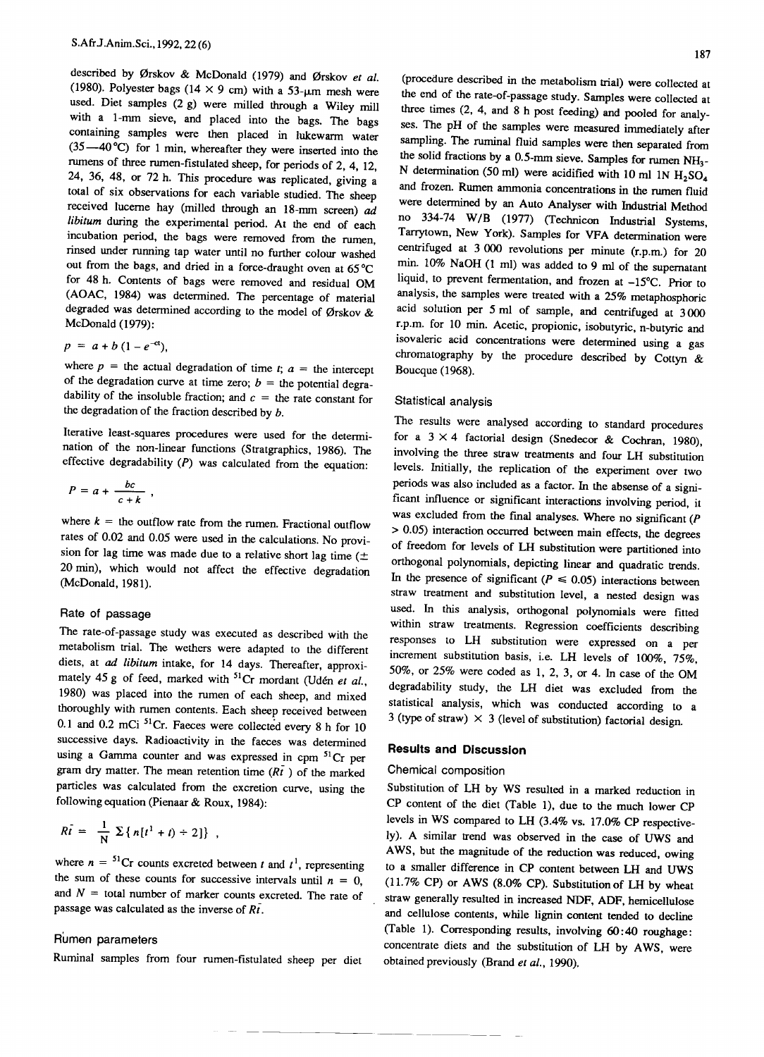described by Ørskov & McDonald (1979) and Ørskov *et al.* (1980). Polyester bags (14 × 9 cm) with a 53-μm mesh were used. Diet samples (2 g) were milled through a Wiley mill with a 1-mm sieve, and placed into the bags. The bags containing samples were then placed in lukewarm water (35—40 °C) for 1 min, whereafter they were inserted into the rumens of three rumen-fistulated sheep, for periods of 2, 4, 12, 24, 36, 48, or 72 h. This procedure was replicated, giving a total of six observations for each variable studied. The sheep received lucerne hay (milled through an 18-mm screen) *ad libitum* during the experimental period. At the end of each incubation period, the bags were removed from the rumen, rinsed under running tap water until no further colour washed out from the bags, and dried in a force-draught oven at 65 °C for 48 h. Contents of bags were removed and residual OM (AOAC, 1984) was determined. The percentage of material degraded was determined according to the model of Ørskov & McDonald (1979):

$$p = a + b\,(1 - e^{-ct}),$$

where $p$ = the actual degradation of time $t$; $a$ = the intercept of the degradation curve at time zero; $b$ = the potential degradability of the insoluble fraction; and $c$ = the rate constant for the degradation of the fraction described by $b$.

Iterative least-squares procedures were used for the determination of the non-linear functions (Stratgraphics, 1986). The effective degradability ($P$) was calculated from the equation:

$$P = a + \frac{bc}{c + k}\ ,$$

where $k$ = the outflow rate from the rumen. Fractional outflow rates of 0.02 and 0.05 were used in the calculations. No provision for lag time was made due to a relative short lag time (± 20 min), which would not affect the effective degradation (McDonald, 1981).

### Rate of passage

The rate-of-passage study was executed as described with the metabolism trial. The wethers were adapted to the different diets, at *ad libitum* intake, for 14 days. Thereafter, approximately 45 g of feed, marked with $^{51}$Cr mordant (Udén *et al.*, 1980) was placed into the rumen of each sheep, and mixed thoroughly with rumen contents. Each sheep received between 0.1 and 0.2 mCi $^{51}$Cr. Faeces were collected every 8 h for 10 successive days. Radioactivity in the faeces was determined using a Gamma counter and was expressed in cpm $^{51}$Cr per gram dry matter. The mean retention time ($R\bar{t}$) of the marked particles was calculated from the excretion curve, using the following equation (Pienaar & Roux, 1984):

$$R\bar{t} = \frac{1}{N}\ \Sigma\{n[t^1 + t) \div 2]\}\ ,$$

where $n$ = $^{51}$Cr counts excreted between $t$ and $t^1$, representing the sum of these counts for successive intervals until $n$ = 0, and $N$ = total number of marker counts excreted. The rate of passage was calculated as the inverse of $R\bar{t}$.

### Rumen parameters

Ruminal samples from four rumen-fistulated sheep per diet (procedure described in the metabolism trial) were collected at the end of the rate-of-passage study. Samples were collected at three times (2, 4, and 8 h post feeding) and pooled for analyses. The pH of the samples were measured immediately after sampling. The ruminal fluid samples were then separated from the solid fractions by a 0.5-mm sieve. Samples for rumen $NH_3$-N determination (50 ml) were acidified with 10 ml 1N $H_2SO_4$ and frozen. Rumen ammonia concentrations in the rumen fluid were determined by an Auto Analyser with Industrial Method no 334-74 W/B (1977) (Technicon Industrial Systems, Tarrytown, New York). Samples for VFA determination were centrifuged at 3 000 revolutions per minute (r.p.m.) for 20 min. 10% NaOH (1 ml) was added to 9 ml of the supernatant liquid, to prevent fermentation, and frozen at −15°C. Prior to analysis, the samples were treated with a 25% metaphosphoric acid solution per 5 ml of sample, and centrifuged at 3 000 r.p.m. for 10 min. Acetic, propionic, isobutyric, n-butyric and isovaleric acid concentrations were determined using a gas chromatography by the procedure described by Cottyn & Boucque (1968).

### Statistical analysis

The results were analysed according to standard procedures for a 3 × 4 factorial design (Snedecor & Cochran, 1980), involving the three straw treatments and four LH substitution levels. Initially, the replication of the experiment over two periods was also included as a factor. In the absense of a significant influence or significant interactions involving period, it was excluded from the final analyses. Where no significant ($P$ > 0.05) interaction occurred between main effects, the degrees of freedom for levels of LH substitution were partitioned into orthogonal polynomials, depicting linear and quadratic trends. In the presence of significant ($P \leqslant 0.05$) interactions between straw treatment and substitution level, a nested design was used. In this analysis, orthogonal polynomials were fitted within straw treatments. Regression coefficients describing responses to LH substitution were expressed on a per increment substitution basis, i.e. LH levels of 100%, 75%, 50%, or 25% were coded as 1, 2, 3, or 4. In case of the OM degradability study, the LH diet was excluded from the statistical analysis, which was conducted according to a 3 (type of straw) × 3 (level of substitution) factorial design.

## Results and Discussion

### Chemical composition

Substitution of LH by WS resulted in a marked reduction in CP content of the diet (Table 1), due to the much lower CP levels in WS compared to LH (3.4% vs. 17.0% CP respectively). A similar trend was observed in the case of UWS and AWS, but the magnitude of the reduction was reduced, owing to a smaller difference in CP content between LH and UWS (11.7% CP) or AWS (8.0% CP). Substitution of LH by wheat straw generally resulted in increased NDF, ADF, hemicellulose and cellulose contents, while lignin content tended to decline (Table 1). Corresponding results, involving 60:40 roughage:concentrate diets and the substitution of LH by AWS, were obtained previously (Brand *et al.*, 1990).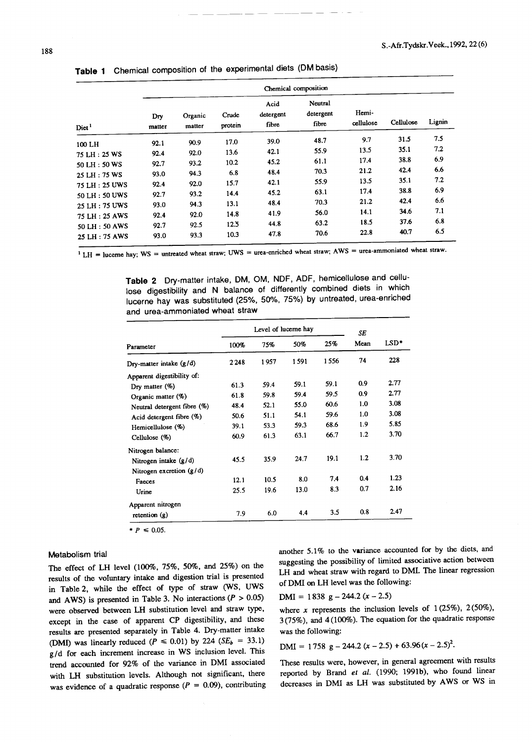**Table 1** Chemical composition of the experimental diets (DM basis)

| Diet[1] | Chemical composition | | | | | | | |
|---|---|---|---|---|---|---|---|---|
| | Dry matter | Organic matter | Crude protein | Acid detergent fibre | Neutral detergent fibre | Hemi-cellulose | Cellulose | Lignin |
| 100 LH | 92.1 | 90.9 | 17.0 | 39.0 | 48.7 | 9.7 | 31.5 | 7.5 |
| 75 LH : 25 WS | 92.4 | 92.0 | 13.6 | 42.1 | 55.9 | 13.5 | 35.1 | 7.2 |
| 50 LH : 50 WS | 92.7 | 93.2 | 10.2 | 45.2 | 61.1 | 17.4 | 38.8 | 6.9 |
| 25 LH : 75 WS | 93.0 | 94.3 | 6.8 | 48.4 | 70.3 | 21.2 | 42.4 | 6.6 |
| 75 LH : 25 UWS | 92.4 | 92.0 | 15.7 | 42.1 | 55.9 | 13.5 | 35.1 | 7.2 |
| 50 LH : 50 UWS | 92.7 | 93.2 | 14.4 | 45.2 | 63.1 | 17.4 | 38.8 | 6.9 |
| 25 LH : 75 UWS | 93.0 | 94.3 | 13.1 | 48.4 | 70.3 | 21.2 | 42.4 | 6.6 |
| 75 LH : 25 AWS | 92.4 | 92.0 | 14.8 | 41.9 | 56.0 | 14.1 | 34.6 | 7.1 |
| 50 LH : 50 AWS | 92.7 | 92.5 | 12.5 | 44.8 | 63.2 | 18.5 | 37.6 | 6.8 |
| 25 LH : 75 AWS | 93.0 | 93.3 | 10.3 | 47.8 | 70.6 | 22.8 | 40.7 | 6.5 |

[1] LH = lucerne hay; WS = untreated wheat straw; UWS = urea-enriched wheat straw; AWS = urea-ammoniated wheat straw.

**Table 2** Dry-matter intake, DM, OM, NDF, ADF, hemicellulose and cellulose digestibility and N balance of differently combined diets in which lucerne hay was substituted (25%, 50%, 75%) by untreated, urea-enriched and urea-ammoniated wheat straw

| Parameter | Level of lucerne hay | | | | *SE* | |
|---|---|---|---|---|---|---|
| | 100% | 75% | 50% | 25% | Mean | LSD* |
| Dry-matter intake (g/d) | 2 248 | 1 957 | 1 591 | 1 556 | 74 | 228 |
| Apparent digestibility of: | | | | | | |
| Dry matter (%) | 61.3 | 59.4 | 59.1 | 59.1 | 0.9 | 2.77 |
| Organic matter (%) | 61.8 | 59.8 | 59.4 | 59.5 | 0.9 | 2.77 |
| Neutral detergent fibre (%) | 48.4 | 52.1 | 55.0 | 60.6 | 1.0 | 3.08 |
| Acid detergent fibre (%) | 50.6 | 51.1 | 54.1 | 59.6 | 1.0 | 3.08 |
| Hemicellulose (%) | 39.1 | 53.3 | 59.3 | 68.6 | 1.9 | 5.85 |
| Cellulose (%) | 60.9 | 61.3 | 63.1 | 66.7 | 1.2 | 3.70 |
| Nitrogen balance: | | | | | | |
| Nitrogen intake (g/d) | 45.5 | 35.9 | 24.7 | 19.1 | 1.2 | 3.70 |
| Nitrogen excretion (g/d) | | | | | | |
| Faeces | 12.1 | 10.5 | 8.0 | 7.4 | 0.4 | 1.23 |
| Urine | 25.5 | 19.6 | 13.0 | 8.3 | 0.7 | 2.16 |
| Apparent nitrogen retention (g) | 7.9 | 6.0 | 4.4 | 3.5 | 0.8 | 2.47 |

* $P \leq 0.05$.

### Metabolism trial

The effect of LH level (100%, 75%, 50%, and 25%) on the results of the voluntary intake and digestion trial is presented in Table 2, while the effect of type of straw (WS, UWS and AWS) is presented in Table 3. No interactions ($P > 0.05$) were observed between LH substitution level and straw type, except in the case of apparent CP digestibility, and these results are presented separately in Table 4. Dry-matter intake (DMI) was linearly reduced ($P \leq 0.01$) by 224 ($SE_b$ = 33.1) g/d for each increment increase in WS inclusion level. This trend accounted for 92% of the variance in DMI associated with LH substitution levels. Although not significant, there was evidence of a quadratic response ($P = 0.09$), contributing another 5.1% to the variance accounted for by the diets, and suggesting the possibility of limited associative action between LH and wheat straw with regard to DMI. The linear regression of DMI on LH level was the following:

$$DMI = 1\,838 \text{ g} - 244.2\,(x - 2.5)$$

where $x$ represents the inclusion levels of 1 (25%), 2 (50%), 3 (75%), and 4 (100%). The equation for the quadratic response was the following:

$$DMI = 1\,758 \text{ g} - 244.2\,(x - 2.5) + 63.96(x - 2.5)^2.$$

These results were, however, in general agreement with results reported by Brand *et al.* (1990; 1991b), who found linear decreases in DMI as LH was substituted by AWS or WS in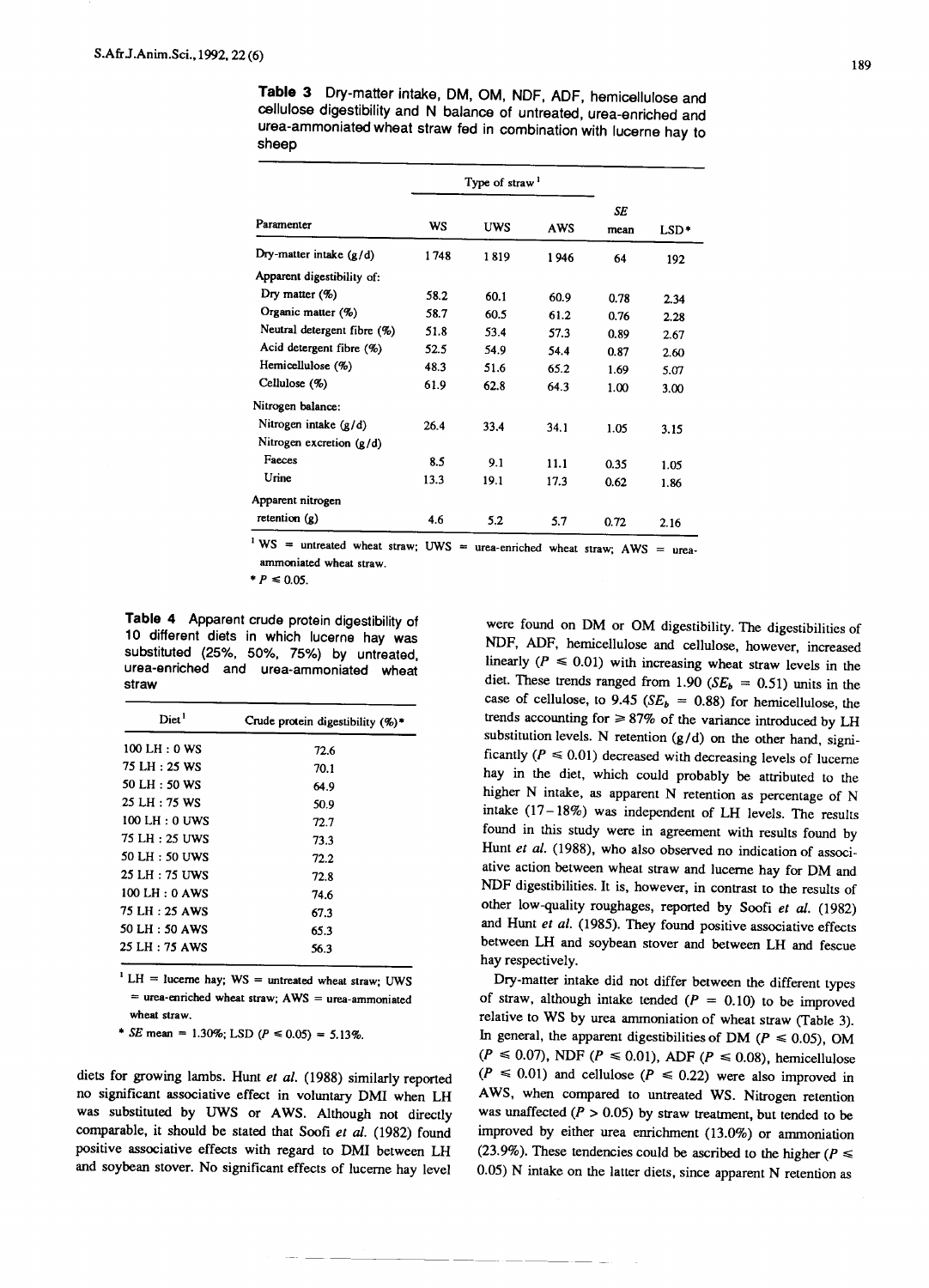**Table 3** Dry-matter intake, DM, OM, NDF, ADF, hemicellulose and cellulose digestibility and N balance of untreated, urea-enriched and urea-ammoniated wheat straw fed in combination with lucerne hay to sheep

| | Type of straw[1] | | | | |
|---|---|---|---|---|---|
| Paramenter | WS | UWS | AWS | SE mean | LSD* |
| Dry-matter intake (g/d) | 1748 | 1819 | 1946 | 64 | 192 |
| Apparent digestibility of: | | | | | |
| Dry matter (%) | 58.2 | 60.1 | 60.9 | 0.78 | 2.34 |
| Organic matter (%) | 58.7 | 60.5 | 61.2 | 0.76 | 2.28 |
| Neutral detergent fibre (%) | 51.8 | 53.4 | 57.3 | 0.89 | 2.67 |
| Acid detergent fibre (%) | 52.5 | 54.9 | 54.4 | 0.87 | 2.60 |
| Hemicellulose (%) | 48.3 | 51.6 | 65.2 | 1.69 | 5.07 |
| Cellulose (%) | 61.9 | 62.8 | 64.3 | 1.00 | 3.00 |
| Nitrogen balance: | | | | | |
| Nitrogen intake (g/d) | 26.4 | 33.4 | 34.1 | 1.05 | 3.15 |
| Nitrogen excretion (g/d) | | | | | |
| Faeces | 8.5 | 9.1 | 11.1 | 0.35 | 1.05 |
| Urine | 13.3 | 19.1 | 17.3 | 0.62 | 1.86 |
| Apparent nitrogen retention (g) | 4.6 | 5.2 | 5.7 | 0.72 | 2.16 |

[1] WS = untreated wheat straw; UWS = urea-enriched wheat straw; AWS = urea-ammoniated wheat straw.

* $P \leq 0.05$.

**Table 4** Apparent crude protein digestibility of 10 different diets in which lucerne hay was substituted (25%, 50%, 75%) by untreated, urea-enriched and urea-ammoniated wheat straw

| Diet[1] | Crude protein digestibility (%)* |
|---|---|
| 100 LH : 0 WS | 72.6 |
| 75 LH : 25 WS | 70.1 |
| 50 LH : 50 WS | 64.9 |
| 25 LH : 75 WS | 50.9 |
| 100 LH : 0 UWS | 72.7 |
| 75 LH : 25 UWS | 73.3 |
| 50 LH : 50 UWS | 72.2 |
| 25 LH : 75 UWS | 72.8 |
| 100 LH : 0 AWS | 74.6 |
| 75 LH : 25 AWS | 67.3 |
| 50 LH : 50 AWS | 65.3 |
| 25 LH : 75 AWS | 56.3 |

[1] LH = lucerne hay; WS = untreated wheat straw; UWS = urea-enriched wheat straw; AWS = urea-ammoniated wheat straw.

* SE mean = 1.30%; LSD ($P \leq 0.05$) = 5.13%.

diets for growing lambs. Hunt *et al.* (1988) similarly reported no significant associative effect in voluntary DMI when LH was substituted by UWS or AWS. Although not directly comparable, it should be stated that Soofi *et al.* (1982) found positive associative effects with regard to DMI between LH and soybean stover. No significant effects of lucerne hay level were found on DM or OM digestibility. The digestibilities of NDF, ADF, hemicellulose and cellulose, however, increased linearly ($P \leq 0.01$) with increasing wheat straw levels in the diet. These trends ranged from 1.90 ($SE_b$ = 0.51) units in the case of cellulose, to 9.45 ($SE_b$ = 0.88) for hemicellulose, the trends accounting for ≥ 87% of the variance introduced by LH substitution levels. N retention (g/d) on the other hand, significantly ($P \leq 0.01$) decreased with decreasing levels of lucerne hay in the diet, which could probably be attributed to the higher N intake, as apparent N retention as percentage of N intake (17–18%) was independent of LH levels. The results found in this study were in agreement with results found by Hunt *et al.* (1988), who also observed no indication of associative action between wheat straw and lucerne hay for DM and NDF digestibilities. It is, however, in contrast to the results of other low-quality roughages, reported by Soofi *et al.* (1982) and Hunt *et al.* (1985). They found positive associative effects between LH and soybean stover and between LH and fescue hay respectively.

Dry-matter intake did not differ between the different types of straw, although intake tended ($P$ = 0.10) to be improved relative to WS by urea ammoniation of wheat straw (Table 3). In general, the apparent digestibilities of DM ($P \leq 0.05$), OM ($P \leq 0.07$), NDF ($P \leq 0.01$), ADF ($P \leq 0.08$), hemicellulose ($P \leq 0.01$) and cellulose ($P \leq 0.22$) were also improved in AWS, when compared to untreated WS. Nitrogen retention was unaffected ($P > 0.05$) by straw treatment, but tended to be improved by either urea enrichment (13.0%) or ammoniation (23.9%). These tendencies could be ascribed to the higher ($P \leq 0.05$) N intake on the latter diets, since apparent N retention as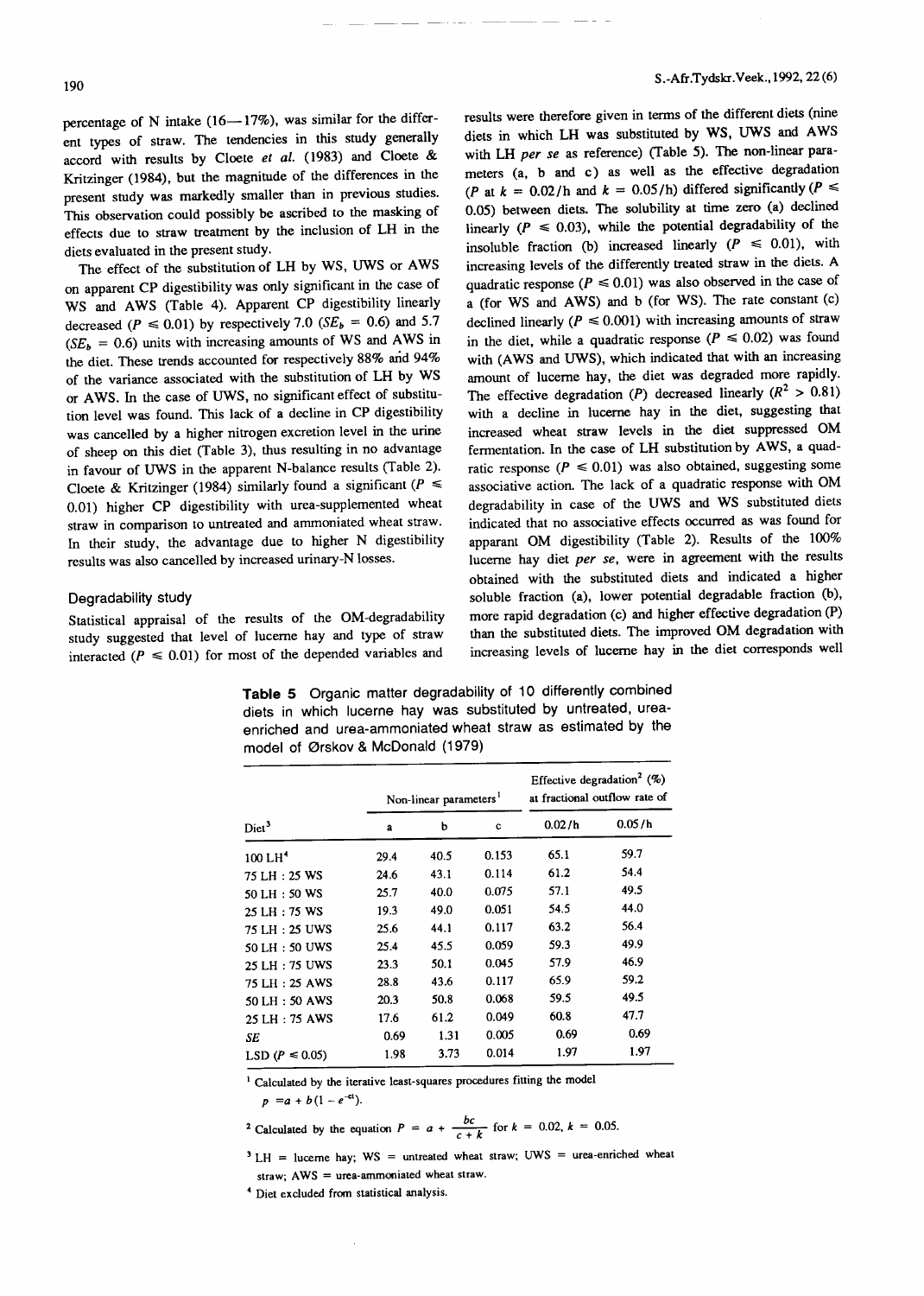percentage of N intake (16—17%), was similar for the different types of straw. The tendencies in this study generally accord with results by Cloete *et al.* (1983) and Cloete & Kritzinger (1984), but the magnitude of the differences in the present study was markedly smaller than in previous studies. This observation could possibly be ascribed to the masking of effects due to straw treatment by the inclusion of LH in the diets evaluated in the present study.

The effect of the substitution of LH by WS, UWS or AWS on apparent CP digestibility was only significant in the case of WS and AWS (Table 4). Apparent CP digestibility linearly decreased ($P \leq 0.01$) by respectively 7.0 ($SE_b = 0.6$) and 5.7 ($SE_b = 0.6$) units with increasing amounts of WS and AWS in the diet. These trends accounted for respectively 88% and 94% of the variance associated with the substitution of LH by WS or AWS. In the case of UWS, no significant effect of substitution level was found. This lack of a decline in CP digestibility was cancelled by a higher nitrogen excretion level in the urine of sheep on this diet (Table 3), thus resulting in no advantage in favour of UWS in the apparent N-balance results (Table 2). Cloete & Kritzinger (1984) similarly found a significant ($P \leq 0.01$) higher CP digestibility with urea-supplemented wheat straw in comparison to untreated and ammoniated wheat straw. In their study, the advantage due to higher N digestibility results was also cancelled by increased urinary-N losses.

### Degradability study

Statistical appraisal of the results of the OM-degradability study suggested that level of lucerne hay and type of straw interacted ($P \leq 0.01$) for most of the depended variables and results were therefore given in terms of the different diets (nine diets in which LH was substituted by WS, UWS and AWS with LH *per se* as reference) (Table 5). The non-linear parameters (a, b and c) as well as the effective degradation (P at $k = 0.02$/h and $k = 0.05$/h) differed significantly ($P \leq 0.05$) between diets. The solubility at time zero (a) declined linearly ($P \leq 0.03$), while the potential degradability of the insoluble fraction (b) increased linearly ($P \leq 0.01$), with increasing levels of the differently treated straw in the diets. A quadratic response ($P \leq 0.01$) was also observed in the case of a (for WS and AWS) and b (for WS). The rate constant (c) declined linearly ($P \leq 0.001$) with increasing amounts of straw in the diet, while a quadratic response ($P \leq 0.02$) was found with (AWS and UWS), which indicated that with an increasing amount of lucerne hay, the diet was degraded more rapidly. The effective degradation (P) decreased linearly ($R^2 > 0.81$) with a decline in lucerne hay in the diet, suggesting that increased wheat straw levels in the diet suppressed OM fermentation. In the case of LH substitution by AWS, a quadratic response ($P \leq 0.01$) was also obtained, suggesting some associative action. The lack of a quadratic response with OM degradability in case of the UWS and WS substituted diets indicated that no associative effects occurred as was found for apparent OM digestibility (Table 2). Results of the 100% lucerne hay diet *per se*, were in agreement with the results obtained with the substituted diets and indicated a higher soluble fraction (a), lower potential degradable fraction (b), more rapid degradation (c) and higher effective degradation (P) than the substituted diets. The improved OM degradation with increasing levels of lucerne hay in the diet corresponds well

**Table 5** Organic matter degradability of 10 differently combined diets in which lucerne hay was substituted by untreated, urea-enriched and urea-ammoniated wheat straw as estimated by the model of Ørskov & McDonald (1979)

| | Non-linear parameters[1] | | | Effective degradation[2] (%) at fractional outflow rate of | |
|---|---|---|---|---|---|
| Diet[3] | a | b | c | 0.02/h | 0.05/h |
| 100 LH[4] | 29.4 | 40.5 | 0.153 | 65.1 | 59.7 |
| 75 LH : 25 WS | 24.6 | 43.1 | 0.114 | 61.2 | 54.4 |
| 50 LH : 50 WS | 25.7 | 40.0 | 0.075 | 57.1 | 49.5 |
| 25 LH : 75 WS | 19.3 | 49.0 | 0.051 | 54.5 | 44.0 |
| 75 LH : 25 UWS | 25.6 | 44.1 | 0.117 | 63.2 | 56.4 |
| 50 LH : 50 UWS | 25.4 | 45.5 | 0.059 | 59.3 | 49.9 |
| 25 LH : 75 UWS | 23.3 | 50.1 | 0.045 | 57.9 | 46.9 |
| 75 LH : 25 AWS | 28.8 | 43.6 | 0.117 | 65.9 | 59.2 |
| 50 LH : 50 AWS | 20.3 | 50.8 | 0.068 | 59.5 | 49.5 |
| 25 LH : 75 AWS | 17.6 | 61.2 | 0.049 | 60.8 | 47.7 |
| *SE* | 0.69 | 1.31 | 0.005 | 0.69 | 0.69 |
| LSD ($P \leq 0.05$) | 1.98 | 3.73 | 0.014 | 1.97 | 1.97 |

[1] Calculated by the iterative least-squares procedures fitting the model $p = a + b(1 - e^{-ct})$.

[2] Calculated by the equation $P = a + \frac{bc}{c + k}$ for $k = 0.02$, $k = 0.05$.

[3] LH = lucerne hay; WS = untreated wheat straw; UWS = urea-enriched wheat straw; AWS = urea-ammoniated wheat straw.

[4] Diet excluded from statistical analysis.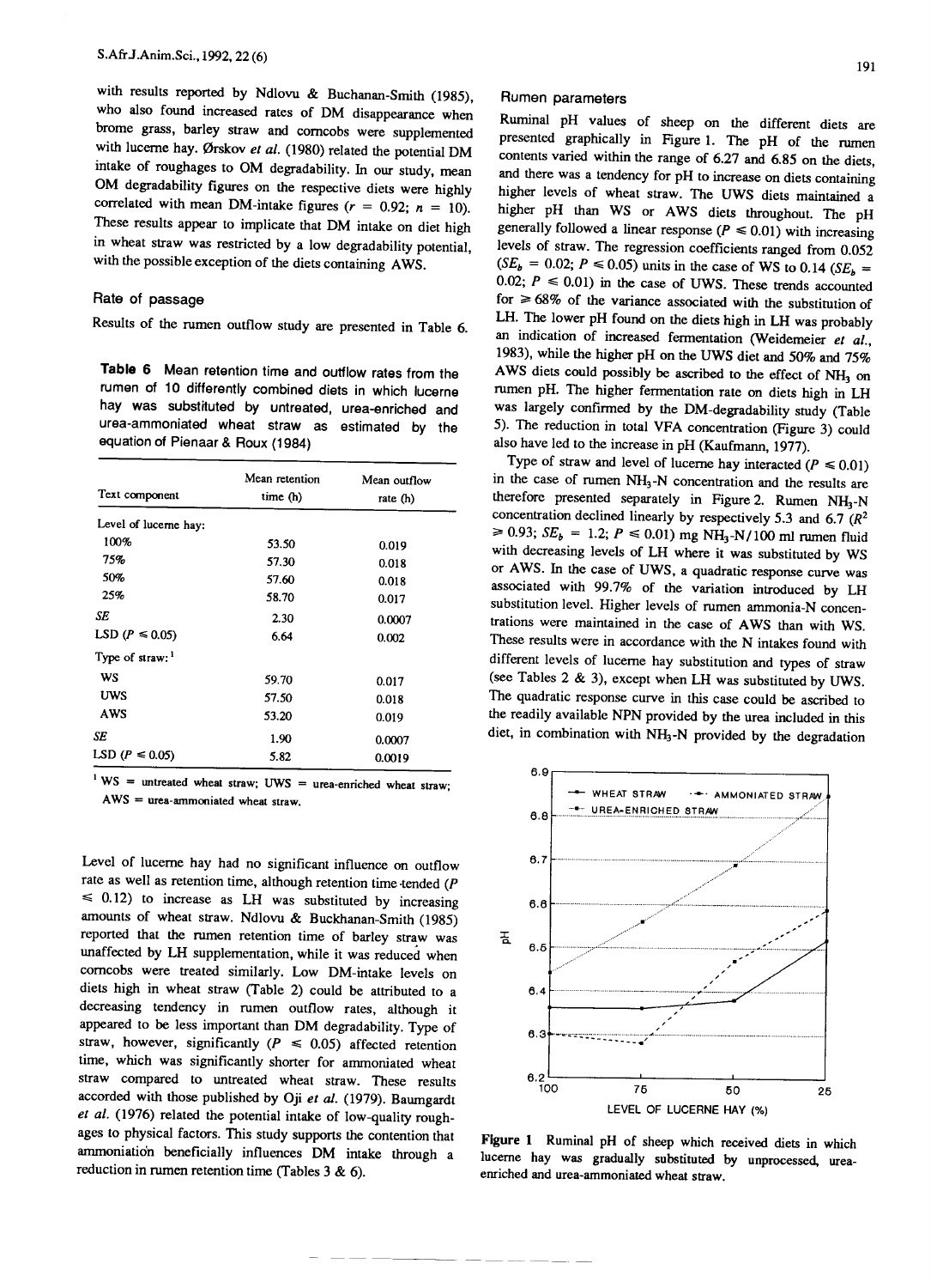with results reported by Ndlovu & Buchanan-Smith (1985), who also found increased rates of DM disappearance when brome grass, barley straw and corncobs were supplemented with lucerne hay. Ørskov *et al.* (1980) related the potential DM intake of roughages to OM degradability. In our study, mean OM degradability figures on the respective diets were highly correlated with mean DM-intake figures ($r = 0.92$; $n = 10$). These results appear to implicate that DM intake on diet high in wheat straw was restricted by a low degradability potential, with the possible exception of the diets containing AWS.

## Rate of passage

Results of the rumen outflow study are presented in Table 6.

**Table 6** Mean retention time and outflow rates from the rumen of 10 differently combined diets in which lucerne hay was substituted by untreated, urea-enriched and urea-ammoniated wheat straw as estimated by the equation of Pienaar & Roux (1984)

| Text component | Mean retention time (h) | Mean outflow rate (h) |
|---|---|---|
| Level of lucerne hay: | | |
| 100% | 53.50 | 0.019 |
| 75% | 57.30 | 0.018 |
| 50% | 57.60 | 0.018 |
| 25% | 58.70 | 0.017 |
| *SE* | 2.30 | 0.0007 |
| LSD ($P \leq 0.05$) | 6.64 | 0.002 |
| Type of straw: [1] | | |
| WS | 59.70 | 0.017 |
| UWS | 57.50 | 0.018 |
| AWS | 53.20 | 0.019 |
| *SE* | 1.90 | 0.0007 |
| LSD ($P \leq 0.05$) | 5.82 | 0.0019 |

[1] WS = untreated wheat straw; UWS = urea-enriched wheat straw; AWS = urea-ammoniated wheat straw.

Level of lucerne hay had no significant influence on outflow rate as well as retention time, although retention time tended ($P \leq 0.12$) to increase as LH was substituted by increasing amounts of wheat straw. Ndlovu & Buckhanan-Smith (1985) reported that the rumen retention time of barley straw was unaffected by LH supplementation, while it was reduced when corncobs were treated similarly. Low DM-intake levels on diets high in wheat straw (Table 2) could be attributed to a decreasing tendency in rumen outflow rates, although it appeared to be less important than DM degradability. Type of straw, however, significantly ($P \leq 0.05$) affected retention time, which was significantly shorter for ammoniated wheat straw compared to untreated wheat straw. These results accorded with those published by Oji *et al.* (1979). Baumgardt *et al.* (1976) related the potential intake of low-quality roughages to physical factors. This study supports the contention that ammoniation beneficially influences DM intake through a reduction in rumen retention time (Tables 3 & 6).

## Rumen parameters

Ruminal pH values of sheep on the different diets are presented graphically in Figure 1. The pH of the rumen contents varied within the range of 6.27 and 6.85 on the diets, and there was a tendency for pH to increase on diets containing higher levels of wheat straw. The UWS diets maintained a higher pH than WS or AWS diets throughout. The pH generally followed a linear response ($P \leq 0.01$) with increasing levels of straw. The regression coefficients ranged from 0.052 ($SE_b = 0.02$; $P \leq 0.05$) units in the case of WS to 0.14 ($SE_b = 0.02$; $P \leq 0.01$) in the case of UWS. These trends accounted for $\geq 68\%$ of the variance associated with the substitution of LH. The lower pH found on the diets high in LH was probably an indication of increased fermentation (Weidemeier *et al.*, 1983), while the higher pH on the UWS diet and 50% and 75% AWS diets could possibly be ascribed to the effect of $NH_3$ on rumen pH. The higher fermentation rate on diets high in LH was largely confirmed by the DM-degradability study (Table 5). The reduction in total VFA concentration (Figure 3) could also have led to the increase in pH (Kaufmann, 1977).

Type of straw and level of lucerne hay interacted ($P \leq 0.01$) in the case of rumen $NH_3$-N concentration and the results are therefore presented separately in Figure 2. Rumen $NH_3$-N concentration declined linearly by respectively 5.3 and 6.7 ($R^2 \geq 0.93$; $SE_b = 1.2$; $P \leq 0.01$) mg $NH_3$-N/100 ml rumen fluid with decreasing levels of LH where it was substituted by WS or AWS. In the case of UWS, a quadratic response curve was associated with 99.7% of the variation introduced by LH substitution level. Higher levels of rumen ammonia-N concentrations were maintained in the case of AWS than with WS. These results were in accordance with the N intakes found with different levels of lucerne hay substitution and types of straw (see Tables 2 & 3), except when LH was substituted by UWS. The quadratic response curve in this case could be ascribed to the readily available NPN provided by the urea included in this diet, in combination with $NH_3$-N provided by the degradation

**Figure 1** Ruminal pH of sheep which received diets in which lucerne hay was gradually substituted by unprocessed, urea-enriched and urea-ammoniated wheat straw.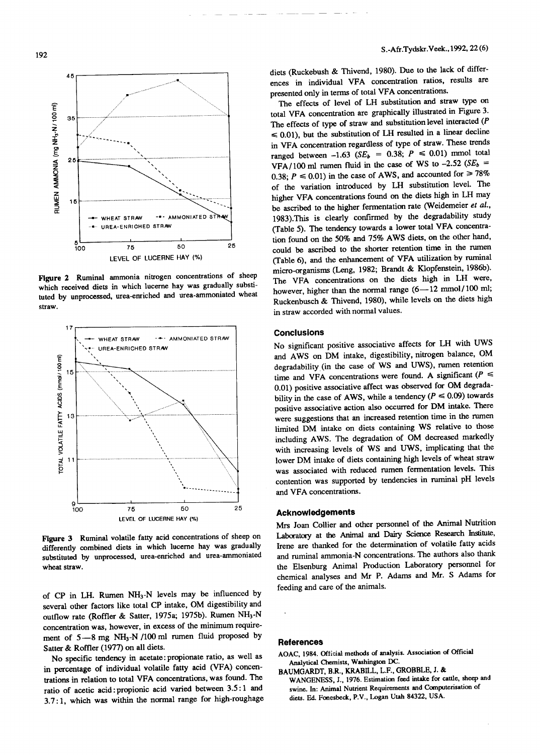Figure 2 Ruminal ammonia nitrogen concentrations of sheep which received diets in which lucerne hay was gradually substituted by unprocessed, urea-enriched and urea-ammoniated wheat straw.

Figure 3 Ruminal volatile fatty acid concentrations of sheep on differently combined diets in which lucerne hay was gradually substituted by unprocessed, urea-enriched and urea-ammoniated wheat straw.

of CP in LH. Rumen $NH_3$-N levels may be influenced by several other factors like total CP intake, OM digestibility and outflow rate (Roffler & Satter, 1975a; 1975b). Rumen $NH_3$-N concentration was, however, in excess of the minimum requirement of 5—8 mg $NH_3$-N /100 ml rumen fluid proposed by Satter & Roffler (1977) on all diets.

No specific tendency in acetate:propionate ratio, as well as in percentage of individual volatile fatty acid (VFA) concentrations in relation to total VFA concentrations, was found. The ratio of acetic acid:propionic acid varied between 3.5:1 and 3.7:1, which was within the normal range for high-roughage diets (Ruckebush & Thivend, 1980). Due to the lack of differences in individual VFA concentration ratios, results are presented only in terms of total VFA concentrations.

The effects of level of LH substitution and straw type on total VFA concentration are graphically illustrated in Figure 3. The effects of type of straw and substitution level interacted ($P \leq 0.01$), but the substitution of LH resulted in a linear decline in VFA concentration regardless of type of straw. These trends ranged between −1.63 ($SE_b$ = 0.38; $P \leq 0.01$) mmol total VFA/100 ml rumen fluid in the case of WS to −2.52 ($SE_b$ = 0.38; $P \leq 0.01$) in the case of AWS, and accounted for ≥ 78% of the variation introduced by LH substitution level. The higher VFA concentrations found on the diets high in LH may be ascribed to the higher fermentation rate (Weidemeier *et al.*, 1983).This is clearly confirmed by the degradability study (Table 5). The tendency towards a lower total VFA concentration found on the 50% and 75% AWS diets, on the other hand, could be ascribed to the shorter retention time in the rumen (Table 6), and the enhancement of VFA utilization by ruminal micro-organisms (Leng, 1982; Brandt & Klopfenstein, 1986b). The VFA concentrations on the diets high in LH were, however, higher than the normal range (6—12 mmol/100 ml; Ruckenbusch & Thivend, 1980), while levels on the diets high in straw accorded with normal values.

## Conclusions

No significant positive associative affects for LH with UWS and AWS on DM intake, digestibility, nitrogen balance, OM degradability (in the case of WS and UWS), rumen retention time and VFA concentrations were found. A significant ($P \leq 0.01$) positive associative affect was observed for OM degradability in the case of AWS, while a tendency ($P \leq 0.09$) towards positive associative action also occurred for DM intake. There were suggestions that an increased retention time in the rumen limited DM intake on diets containing WS relative to those including AWS. The degradation of OM decreased markedly with increasing levels of WS and UWS, implicating that the lower DM intake of diets containing high levels of wheat straw was associated with reduced rumen fermentation levels. This contention was supported by tendencies in ruminal pH levels and VFA concentrations.

## Acknowledgements

Mrs Joan Collier and other personnel of the Animal Nutrition Laboratory at the Animal and Dairy Science Research Institute, Irene are thanked for the determination of volatile fatty acids and ruminal ammonia-N concentrations. The authors also thank the Elsenburg Animal Production Laboratory personnel for chemical analyses and Mr P. Adams and Mr. S Adams for feeding and care of the animals.

## References

AOAC, 1984. Official methods of analysis. Association of Official Analytical Chemists, Washington DC.

BAUMGARDT, B.R., KRABILL, L.F., GROBBLE, J. & WANGENESS, J., 1976. Estimation feed intake for cattle, sheep and swine. In: Animal Nutrient Requirements and Computerisation of diets. Ed. Fonesbeck, P.V., Logan Utah 84322, USA.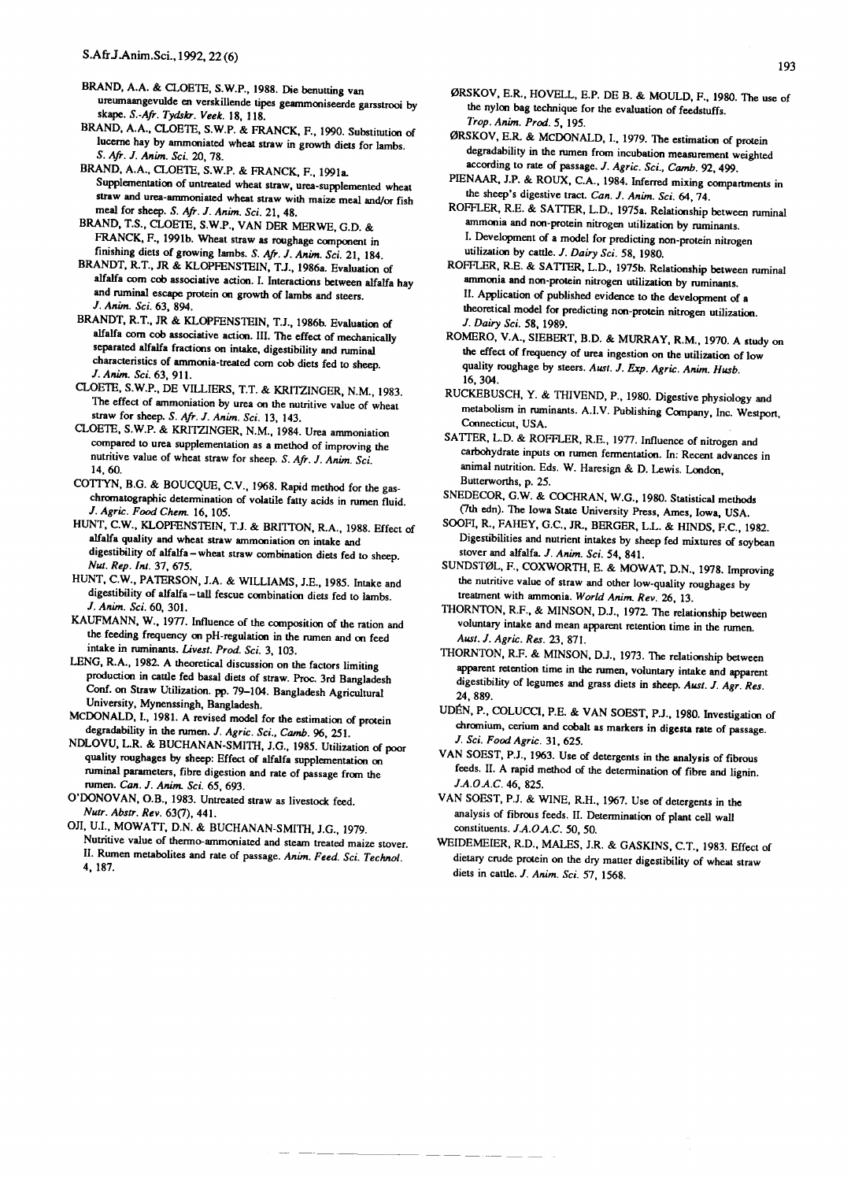BRAND, A.A. & CLOETE, S.W.P., 1988. Die benutting van ureumaangevulde en verskillende tipes geammoniseerde garsstrooi by skape. *S.-Afr. Tydskr. Veek.* 18, 118.

BRAND, A.A., CLOETE, S.W.P. & FRANCK, F., 1990. Substitution of lucerne hay by ammoniated wheat straw in growth diets for lambs. *S. Afr. J. Anim. Sci.* 20, 78.

BRAND, A.A., CLOETE, S.W.P. & FRANCK, F., 1991a. Supplementation of untreated wheat straw, urea-supplemented wheat straw and urea-ammoniated wheat straw with maize meal and/or fish meal for sheep. *S. Afr. J. Anim. Sci.* 21, 48.

BRAND, T.S., CLOETE, S.W.P., VAN DER MERWE, G.D. & FRANCK, F., 1991b. Wheat straw as roughage component in finishing diets of growing lambs. *S. Afr. J. Anim. Sci.* 21, 184.

BRANDT, R.T., JR & KLOPFENSTEIN, T.J., 1986a. Evaluation of alfalfa corn cob associative action. I. Interactions between alfalfa hay and ruminal escape protein on growth of lambs and steers. *J. Anim. Sci.* 63, 894.

BRANDT, R.T., JR & KLOPFENSTEIN, T.J., 1986b. Evaluation of alfalfa corn cob associative action. III. The effect of mechanically separated alfalfa fractions on intake, digestibility and ruminal characteristics of ammonia-treated corn cob diets fed to sheep. *J. Anim. Sci.* 63, 911.

CLOETE, S.W.P., DE VILLIERS, T.T. & KRITZINGER, N.M., 1983. The effect of ammoniation by urea on the nutritive value of wheat straw for sheep. *S. Afr. J. Anim. Sci.* 13, 143.

CLOETE, S.W.P. & KRITZINGER, N.M., 1984. Urea ammoniation compared to urea supplementation as a method of improving the nutritive value of wheat straw for sheep. *S. Afr. J. Anim. Sci.* 14, 60.

COTTYN, B.G. & BOUCQUE, C.V., 1968. Rapid method for the gas-chromatographic determination of volatile fatty acids in rumen fluid. *J. Agric. Food Chem.* 16, 105.

HUNT, C.W., KLOPFENSTEIN, T.J. & BRITTON, R.A., 1988. Effect of alfalfa quality and wheat straw ammoniation on intake and digestibility of alfalfa – wheat straw combination diets fed to sheep. *Nut. Rep. Int.* 37, 675.

HUNT, C.W., PATERSON, J.A. & WILLIAMS, J.E., 1985. Intake and digestibility of alfalfa – tall fescue combination diets fed to lambs. *J. Anim. Sci.* 60, 301.

KAUFMANN, W., 1977. Influence of the composition of the ration and the feeding frequency on pH-regulation in the rumen and on feed intake in ruminants. *Livest. Prod. Sci.* 3, 103.

LENG, R.A., 1982. A theoretical discussion on the factors limiting production in cattle fed basal diets of straw. Proc. 3rd Bangladesh Conf. on Straw Utilization. pp. 79–104. Bangladesh Agricultural University, Mynenssingh, Bangladesh.

MCDONALD, I., 1981. A revised model for the estimation of protein degradability in the rumen. *J. Agric. Sci., Camb.* 96, 251.

NDLOVU, L.R. & BUCHANAN-SMITH, J.G., 1985. Utilization of poor quality roughages by sheep: Effect of alfalfa supplementation on ruminal parameters, fibre digestion and rate of passage from the rumen. *Can. J. Anim. Sci.* 65, 693.

O'DONOVAN, O.B., 1983. Untreated straw as livestock feed. *Nutr. Abstr. Rev.* 63(7), 441.

OJI, U.I., MOWATT, D.N. & BUCHANAN-SMITH, J.G., 1979. Nutritive value of thermo-ammoniated and steam treated maize stover. II. Rumen metabolites and rate of passage. *Anim. Feed. Sci. Technol.* 4, 187.

ØRSKOV, E.R., HOVELL, E.P. DE B. & MOULD, F., 1980. The use of the nylon bag technique for the evaluation of feedstuffs. *Trop. Anim. Prod.* 5, 195.

ØRSKOV, E.R. & MCDONALD, I., 1979. The estimation of protein degradability in the rumen from incubation measurement weighted according to rate of passage. *J. Agric. Sci., Camb.* 92, 499.

PIENAAR, J.P. & ROUX, C.A., 1984. Inferred mixing compartments in the sheep's digestive tract. *Can. J. Anim. Sci.* 64, 74.

ROFFLER, R.E. & SATTER, L.D., 1975a. Relationship between ruminal ammonia and non-protein nitrogen utilization by ruminants. I. Development of a model for predicting non-protein nitrogen utilization by cattle. *J. Dairy Sci.* 58, 1980.

ROFFLER, R.E. & SATTER, L.D., 1975b. Relationship between ruminal ammonia and non-protein nitrogen utilization by ruminants. II. Application of published evidence to the development of a theoretical model for predicting non-protein nitrogen utilization. *J. Dairy Sci.* 58, 1989.

ROMERO, V.A., SIEBERT, B.D. & MURRAY, R.M., 1970. A study on the effect of frequency of urea ingestion on the utilization of low quality roughage by steers. *Aust. J. Exp. Agric. Anim. Husb.* 16, 304.

RUCKEBUSCH, Y. & THIVEND, P., 1980. Digestive physiology and metabolism in ruminants. A.I.V. Publishing Company, Inc. Westport, Connecticut, USA.

SATTER, L.D. & ROFFLER, R.E., 1977. Influence of nitrogen and carbohydrate inputs on rumen fermentation. In: Recent advances in animal nutrition. Eds. W. Haresign & D. Lewis. London, Butterworths, p. 25.

SNEDECOR, G.W. & COCHRAN, W.G., 1980. Statistical methods (7th edn). The Iowa State University Press, Ames, Iowa, USA.

SOOFI, R., FAHEY, G.C., JR., BERGER, L.L. & HINDS, F.C., 1982. Digestibilities and nutrient intakes by sheep fed mixtures of soybean stover and alfalfa. *J. Anim. Sci.* 54, 841.

SUNDSTØL, F., COXWORTH, E. & MOWAT, D.N., 1978. Improving the nutritive value of straw and other low-quality roughages by treatment with ammonia. *World Anim. Rev.* 26, 13.

THORNTON, R.F., & MINSON, D.J., 1972. The relationship between voluntary intake and mean apparent retention time in the rumen. *Aust. J. Agric. Res.* 23, 871.

THORNTON, R.F. & MINSON, D.J., 1973. The relationship between apparent retention time in the rumen, voluntary intake and apparent digestibility of legumes and grass diets in sheep. *Aust. J. Agr. Res.* 24, 889.

UDÉN, P., COLUCCI, P.E. & VAN SOEST, P.J., 1980. Investigation of chromium, cerium and cobalt as markers in digesta rate of passage. *J. Sci. Food Agric.* 31, 625.

VAN SOEST, P.J., 1963. Use of detergents in the analysis of fibrous feeds. II. A rapid method of the determination of fibre and lignin. *J.A.O.A.C.* 46, 825.

VAN SOEST, P.J. & WINE, R.H., 1967. Use of detergents in the analysis of fibrous feeds. II. Determination of plant cell wall constituents. *J.A.O.A.C.* 50, 50.

WEIDEMEIER, R.D., MALES, J.R. & GASKINS, C.T., 1983. Effect of dietary crude protein on the dry matter digestibility of wheat straw diets in cattle. *J. Anim. Sci.* 57, 1568.